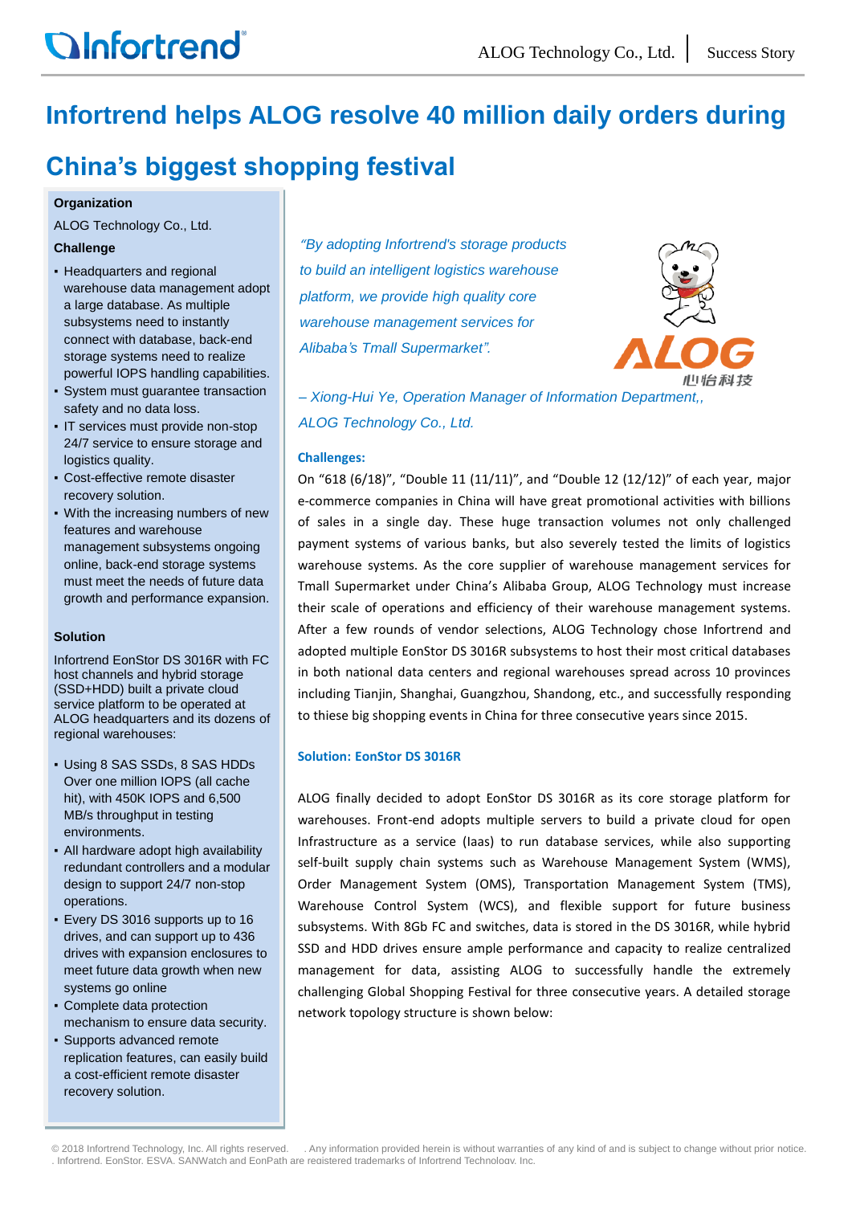# Infortrend helps ALOG resolve 40 million daily orders during China's biggest shopping festival

**Organization**

ALOG Technology Co., Ltd.

**Challenge**

- Headquarters and regional warehouse data management adopt a large database. As multiple subsystems need to instantly connect with database, back-end storage systems need to realize powerful IOPS handling capabilities.
- System must guarantee transaction safety and no data loss.
- IT services must provide non-stop 24/7 service to ensure storage and logistics quality.
- Cost-effective remote disaster recovery solution.
- With the increasing numbers of new features and warehouse management subsystems ongoing online, back-end storage systems must meet the needs of future data growth and performance expansion.

**Solution**

Infortrend EonStor DS 3016R with FC host channels and hybrid storage (SSD+HDD) built a private cloud service platform to be operated at ALOG headquarters and its dozens of regional warehouses:

- Using 8 SAS SSDs, 8 SAS HDDs Over one million IOPS (all cache hit), with 450K IOPS and 6,500 MB/s throughput in testing environments.
- All hardware adopt high availability redundant controllers and a modular design to support 24/7 non-stop operations.
- Every DS 3016 supports up to 16 drives, and can support up to 436 drives with expansion enclosures to meet future data growth when new systems go online
- Complete data protection mechanism to ensure data security.
- Supports advanced remote replication features, can easily build a cost-efficient remote disaster recovery solution.

*"By adopting Infortrend's storage products to build an intelligent logistics warehouse platform, we provide high quality core warehouse management services for Alibaba's Tmall Supermarket".*

*– Xiong-Hui Ye, Operation Manager of Information Department,, ALOG Technology Co., Ltd.*

ALOG 心怡科技

**Challenges:**

On "618 (6/18)", "Double 11 (11/11)", and "Double 12 (12/12)" of each year, major e-commerce companies in China will have great promotional activities with billions of sales in a single day. These huge transaction volumes not only challenged payment systems of various banks, but also severely tested the limits of logistics warehouse systems. As the core supplier of warehouse management services for Tmall Supermarket under China's Alibaba Group, ALOG Technology must increase their scale of operations and efficiency of their warehouse management systems. After a few rounds of vendor selections, ALOG Technology chose Infortrend and adopted multiple EonStor DS 3016R subsystems to host their most critical databases in both national data centers and regional warehouses spread across 10 provinces including Tianjin, Shanghai, Guangzhou, Shandong, etc., and successfully responding to thiese big shopping events in China for three consecutive years since 2015.

**Solution: EonStor DS 3016R**

ALOG finally decided to adopt EonStor DS 3016R as its core storage platform for warehouses. Front-end adopts multiple servers to build a private cloud for open Infrastructure as a service (Iaas) to run database services, while also supporting self-built supply chain systems such as Warehouse Management System (WMS), Order Management System (OMS), Transportation Management System (TMS), Warehouse Control System (WCS), and flexible support for future business subsystems. With 8Gb FC and switches, data is stored in the DS 3016R, while hybrid SSD and HDD drives ensure ample performance and capacity to realize centralized management for data, assisting ALOG to successfully handle the extremely challenging Global Shopping Festival for three consecutive years. A detailed storage network topology structure is shown below: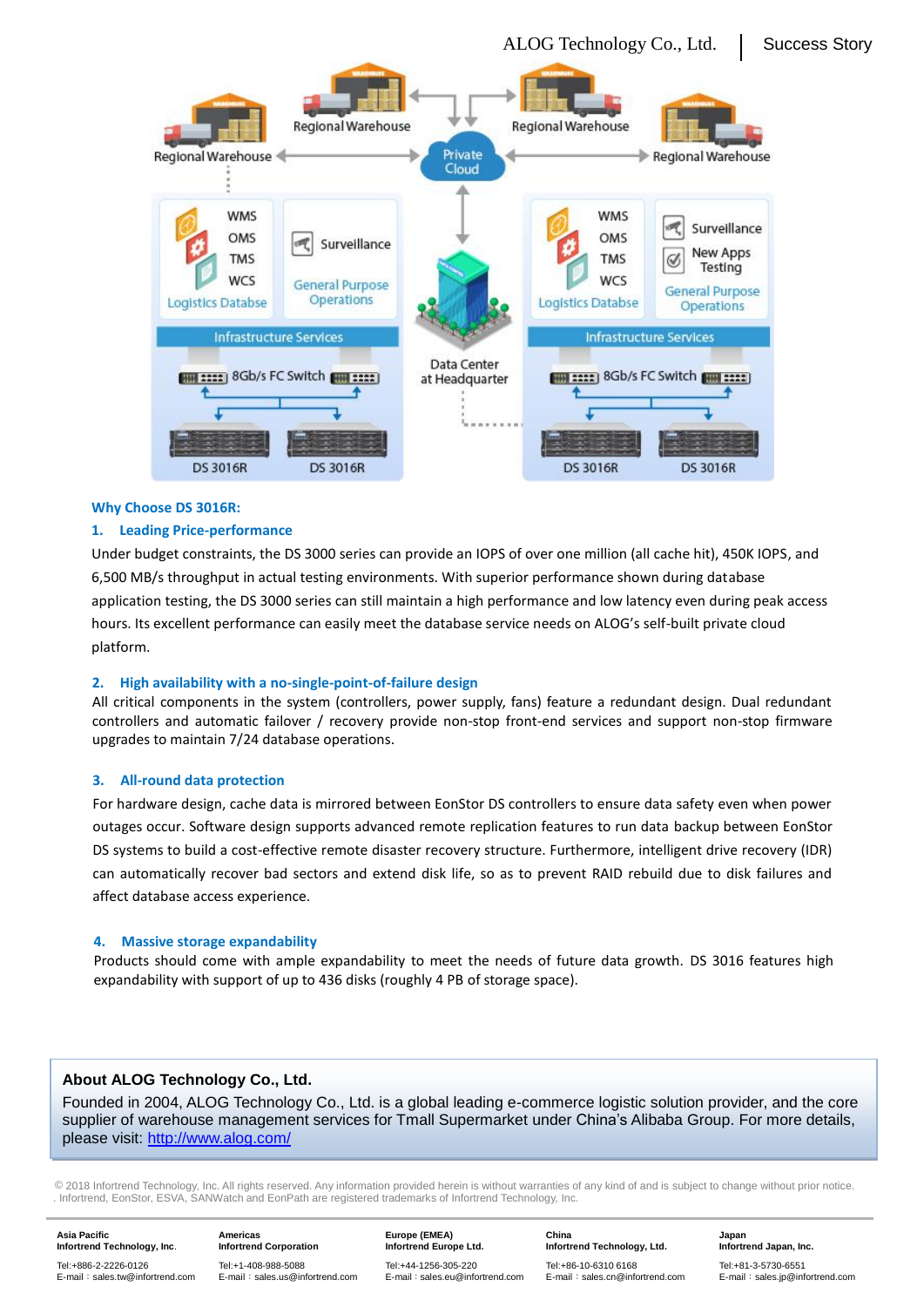Regional Warehouse
Regional Warehouse
Regional Warehouse
Regional Warehouse
Private Cloud
WMS
OMS
TMS
WCS
Logistics Databse
Surveillance
General Purpose Operations
Infrastructure Services
8Gb/s FC Switch
DS 3016R
DS 3016R
Data Center at Headquarter
WMS
OMS
TMS
WCS
Logistics Databse
Surveillance
New Apps Testing
General Purpose Operations
Infrastructure Services
8Gb/s FC Switch
DS 3016R
DS 3016R

**Why Choose DS 3016R:**

**1. Leading Price-performance**

Under budget constraints, the DS 3000 series can provide an IOPS of over one million (all cache hit), 450K IOPS, and 6,500 MB/s throughput in actual testing environments. With superior performance shown during database application testing, the DS 3000 series can still maintain a high performance and low latency even during peak access hours. Its excellent performance can easily meet the database service needs on ALOG's self-built private cloud platform.

**2. High availability with a no-single-point-of-failure design**

All critical components in the system (controllers, power supply, fans) feature a redundant design. Dual redundant controllers and automatic failover / recovery provide non-stop front-end services and support non-stop firmware upgrades to maintain 7/24 database operations.

**3. All-round data protection**

For hardware design, cache data is mirrored between EonStor DS controllers to ensure data safety even when power outages occur. Software design supports advanced remote replication features to run data backup between EonStor DS systems to build a cost-effective remote disaster recovery structure. Furthermore, intelligent drive recovery (IDR) can automatically recover bad sectors and extend disk life, so as to prevent RAID rebuild due to disk failures and affect database access experience.

**4. Massive storage expandability**

Products should come with ample expandability to meet the needs of future data growth. DS 3016 features high expandability with support of up to 436 disks (roughly 4 PB of storage space).

### About ALOG Technology Co., Ltd.

Founded in 2004, ALOG Technology Co., Ltd. is a global leading e-commerce logistic solution provider, and the core supplier of warehouse management services for Tmall Supermarket under China's Alibaba Group. For more details, please visit: http://www.alog.com/

© 2018 Infortrend Technology, Inc. All rights reserved. Any information provided herein is without warranties of any kind of and is subject to change without prior notice. Infortrend, EonStor, ESVA, SANWatch and EonPath are registered trademarks of Infortrend Technology, Inc.

**Asia Pacific**
**Infortrend Technology, Inc.**
Tel:+886-2-2226-0126
E-mail：sales.tw@infortrend.com

**Americas**
**Infortrend Corporation**
Tel:+1-408-988-5088
E-mail：sales.us@infortrend.com

**Europe (EMEA)**
**Infortrend Europe Ltd.**
Tel:+44-1256-305-220
E-mail：sales.eu@infortrend.com

**China**
**Infortrend Technology, Ltd.**
Tel:+86-10-6310 6168
E-mail：sales.cn@infortrend.com

**Japan**
**Infortrend Japan, Inc.**
Tel:+81-3-5730-6551
E-mail：sales.jp@infortrend.com